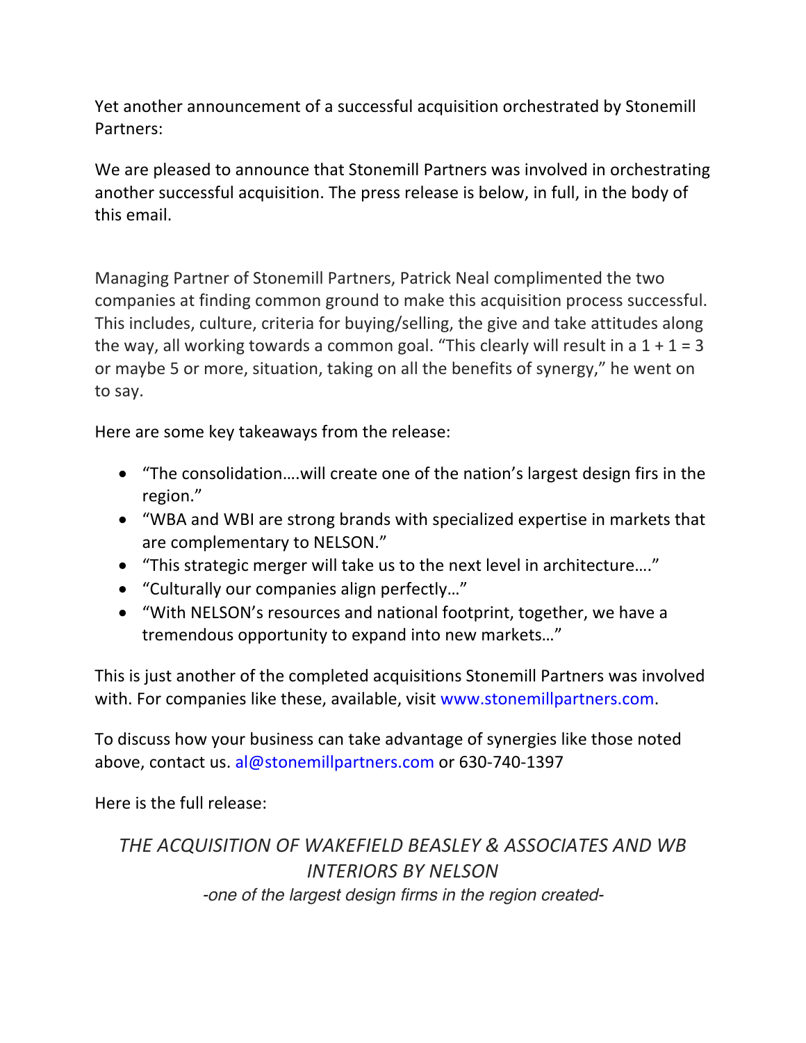Yet another announcement of a successful acquisition orchestrated by Stonemill Partners:

We are pleased to announce that Stonemill Partners was involved in orchestrating another successful acquisition. The press release is below, in full, in the body of this email.

Managing Partner of Stonemill Partners, Patrick Neal complimented the two companies at finding common ground to make this acquisition process successful. This includes, culture, criteria for buying/selling, the give and take attitudes along the way, all working towards a common goal. "This clearly will result in a 1 + 1 = 3 or maybe 5 or more, situation, taking on all the benefits of synergy," he went on to say.

Here are some key takeaways from the release:

- "The consolidation….will create one of the nation's largest design firs in the region."
- "WBA and WBI are strong brands with specialized expertise in markets that are complementary to NELSON."
- "This strategic merger will take us to the next level in architecture…."
- "Culturally our companies align perfectly…"
- "With NELSON's resources and national footprint, together, we have a tremendous opportunity to expand into new markets…"

This is just another of the completed acquisitions Stonemill Partners was involved with. For companies like these, available, visit www.stonemillpartners.com.

To discuss how your business can take advantage of synergies like those noted above, contact us. al@stonemillpartners.com or 630-740-1397

Here is the full release:

## *THE ACQUISITION OF WAKEFIELD BEASLEY & ASSOCIATES AND WB INTERIORS BY NELSON*

*-one of the largest design firms in the region created-*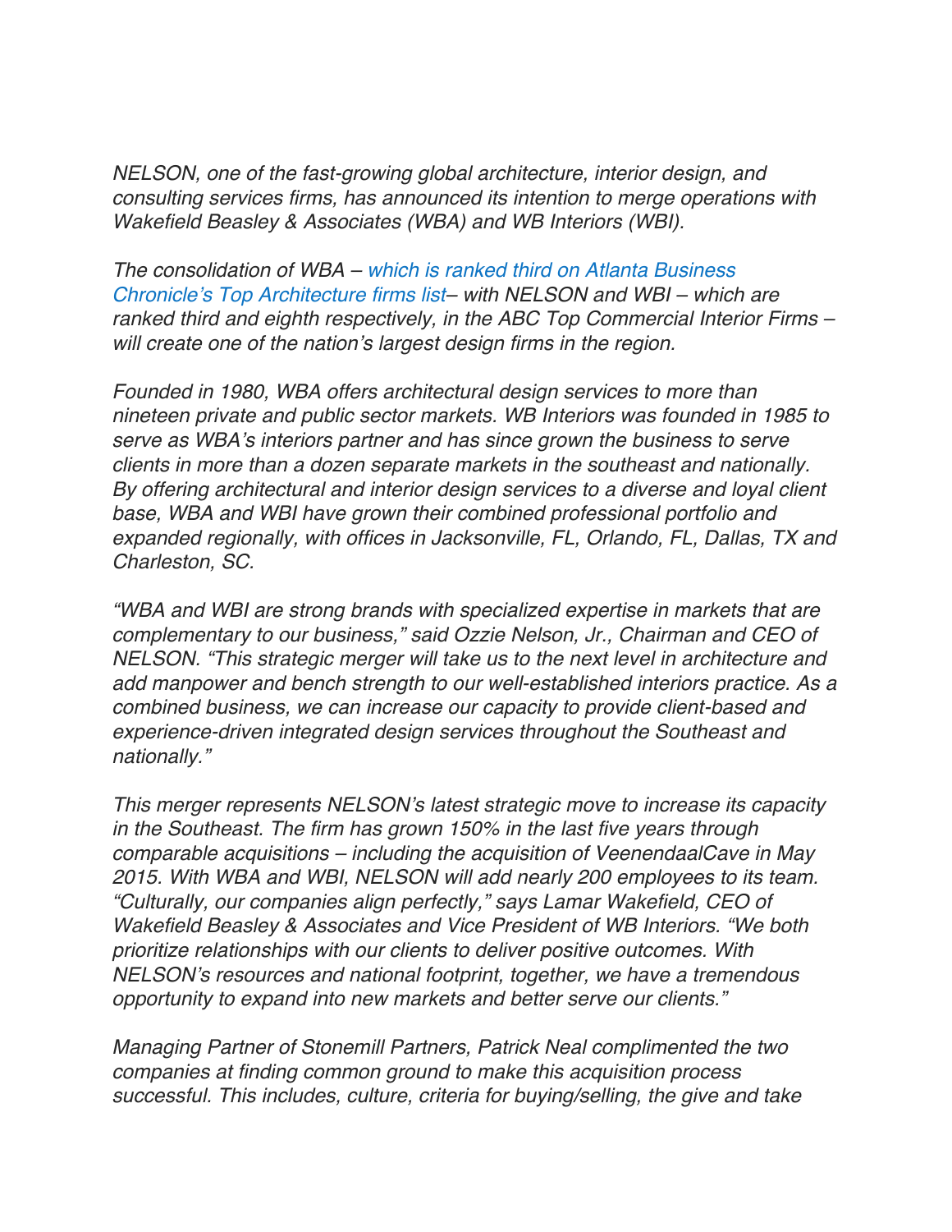*NELSON, one of the fast-growing global architecture, interior design, and consulting services firms, has announced its intention to merge operations with Wakefield Beasley & Associates (WBA) and WB Interiors (WBI).*

*The consolidation of WBA – which is ranked third on Atlanta Business Chronicle's Top Architecture firms list– with NELSON and WBI – which are ranked third and eighth respectively, in the ABC Top Commercial Interior Firms – will create one of the nation's largest design firms in the region.*

*Founded in 1980, WBA offers architectural design services to more than nineteen private and public sector markets. WB Interiors was founded in 1985 to serve as WBA's interiors partner and has since grown the business to serve clients in more than a dozen separate markets in the southeast and nationally. By offering architectural and interior design services to a diverse and loyal client base, WBA and WBI have grown their combined professional portfolio and expanded regionally, with offices in Jacksonville, FL, Orlando, FL, Dallas, TX and Charleston, SC.*

*"WBA and WBI are strong brands with specialized expertise in markets that are complementary to our business," said Ozzie Nelson, Jr., Chairman and CEO of NELSON. "This strategic merger will take us to the next level in architecture and add manpower and bench strength to our well-established interiors practice. As a combined business, we can increase our capacity to provide client-based and experience-driven integrated design services throughout the Southeast and nationally."*

*This merger represents NELSON's latest strategic move to increase its capacity in the Southeast. The firm has grown 150% in the last five years through comparable acquisitions – including the acquisition of VeenendaalCave in May 2015. With WBA and WBI, NELSON will add nearly 200 employees to its team. "Culturally, our companies align perfectly," says Lamar Wakefield, CEO of Wakefield Beasley & Associates and Vice President of WB Interiors. "We both prioritize relationships with our clients to deliver positive outcomes. With NELSON's resources and national footprint, together, we have a tremendous opportunity to expand into new markets and better serve our clients."*

*Managing Partner of Stonemill Partners, Patrick Neal complimented the two companies at finding common ground to make this acquisition process successful. This includes, culture, criteria for buying/selling, the give and take*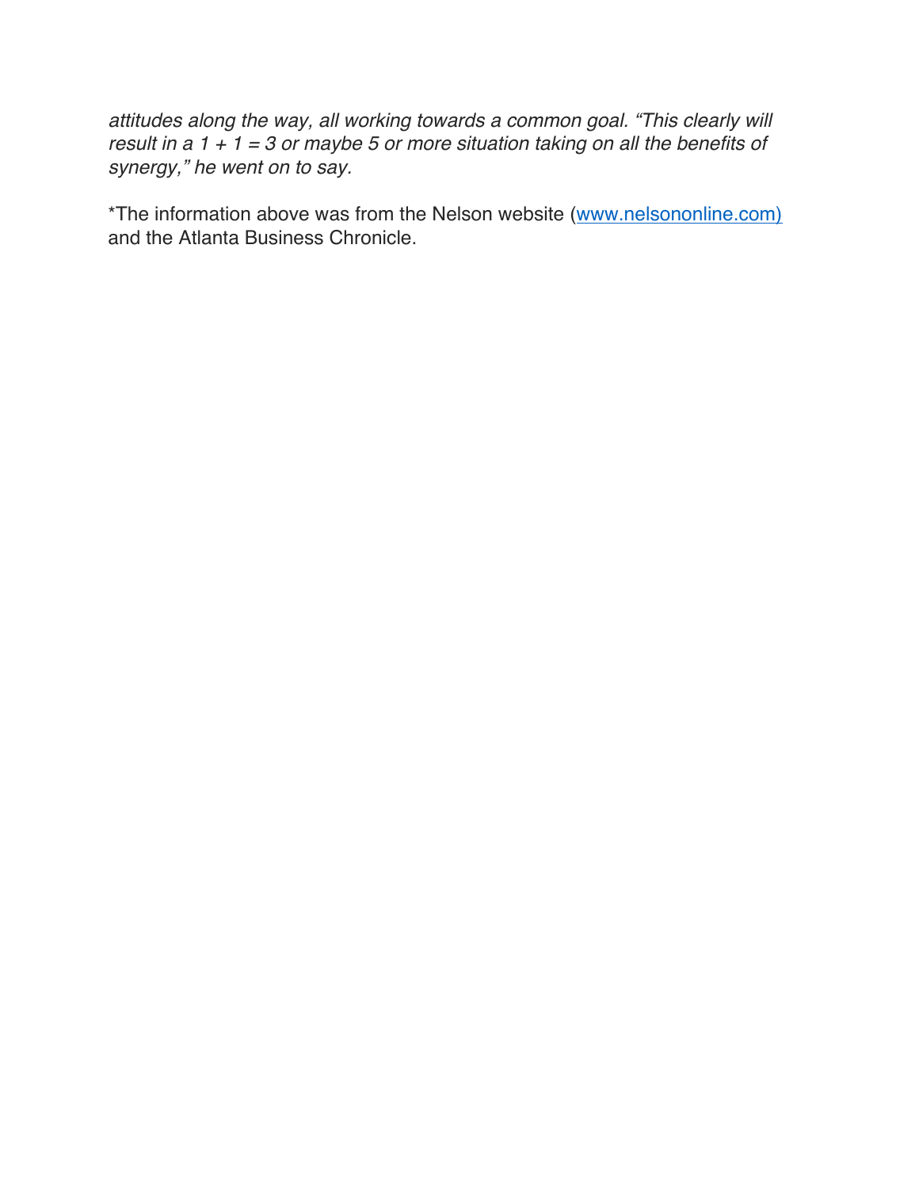*attitudes along the way, all working towards a common goal. "This clearly will result in a 1 + 1 = 3 or maybe 5 or more situation taking on all the benefits of synergy," he went on to say.*

*The information above was from the Nelson website ([www.nelsononline.com)](www.nelsononline.com) and the Atlanta Business Chronicle.